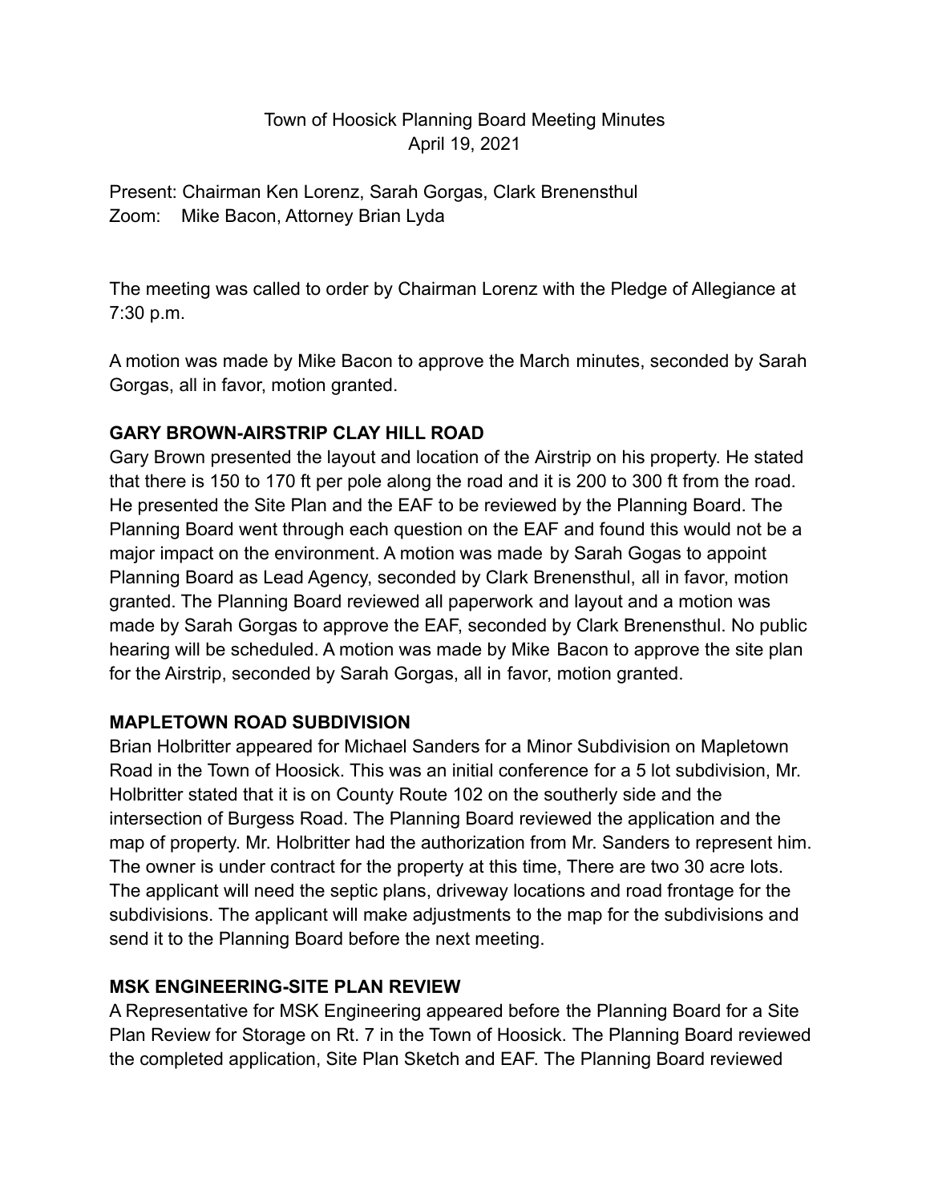Town of Hoosick Planning Board Meeting Minutes
April 19, 2021

Present: Chairman Ken Lorenz, Sarah Gorgas, Clark Brenensthul
Zoom: Mike Bacon, Attorney Brian Lyda

The meeting was called to order by Chairman Lorenz with the Pledge of Allegiance at 7:30 p.m.

A motion was made by Mike Bacon to approve the March minutes, seconded by Sarah Gorgas, all in favor, motion granted.

**GARY BROWN-AIRSTRIP CLAY HILL ROAD**

Gary Brown presented the layout and location of the Airstrip on his property. He stated that there is 150 to 170 ft per pole along the road and it is 200 to 300 ft from the road. He presented the Site Plan and the EAF to be reviewed by the Planning Board. The Planning Board went through each question on the EAF and found this would not be a major impact on the environment. A motion was made by Sarah Gogas to appoint Planning Board as Lead Agency, seconded by Clark Brenensthul, all in favor, motion granted. The Planning Board reviewed all paperwork and layout and a motion was made by Sarah Gorgas to approve the EAF, seconded by Clark Brenensthul. No public hearing will be scheduled. A motion was made by Mike Bacon to approve the site plan for the Airstrip, seconded by Sarah Gorgas, all in favor, motion granted.

**MAPLETOWN ROAD SUBDIVISION**

Brian Holbritter appeared for Michael Sanders for a Minor Subdivision on Mapletown Road in the Town of Hoosick. This was an initial conference for a 5 lot subdivision, Mr. Holbritter stated that it is on County Route 102 on the southerly side and the intersection of Burgess Road. The Planning Board reviewed the application and the map of property. Mr. Holbritter had the authorization from Mr. Sanders to represent him. The owner is under contract for the property at this time, There are two 30 acre lots. The applicant will need the septic plans, driveway locations and road frontage for the subdivisions. The applicant will make adjustments to the map for the subdivisions and send it to the Planning Board before the next meeting.

**MSK ENGINEERING-SITE PLAN REVIEW**

A Representative for MSK Engineering appeared before the Planning Board for a Site Plan Review for Storage on Rt. 7 in the Town of Hoosick. The Planning Board reviewed the completed application, Site Plan Sketch and EAF. The Planning Board reviewed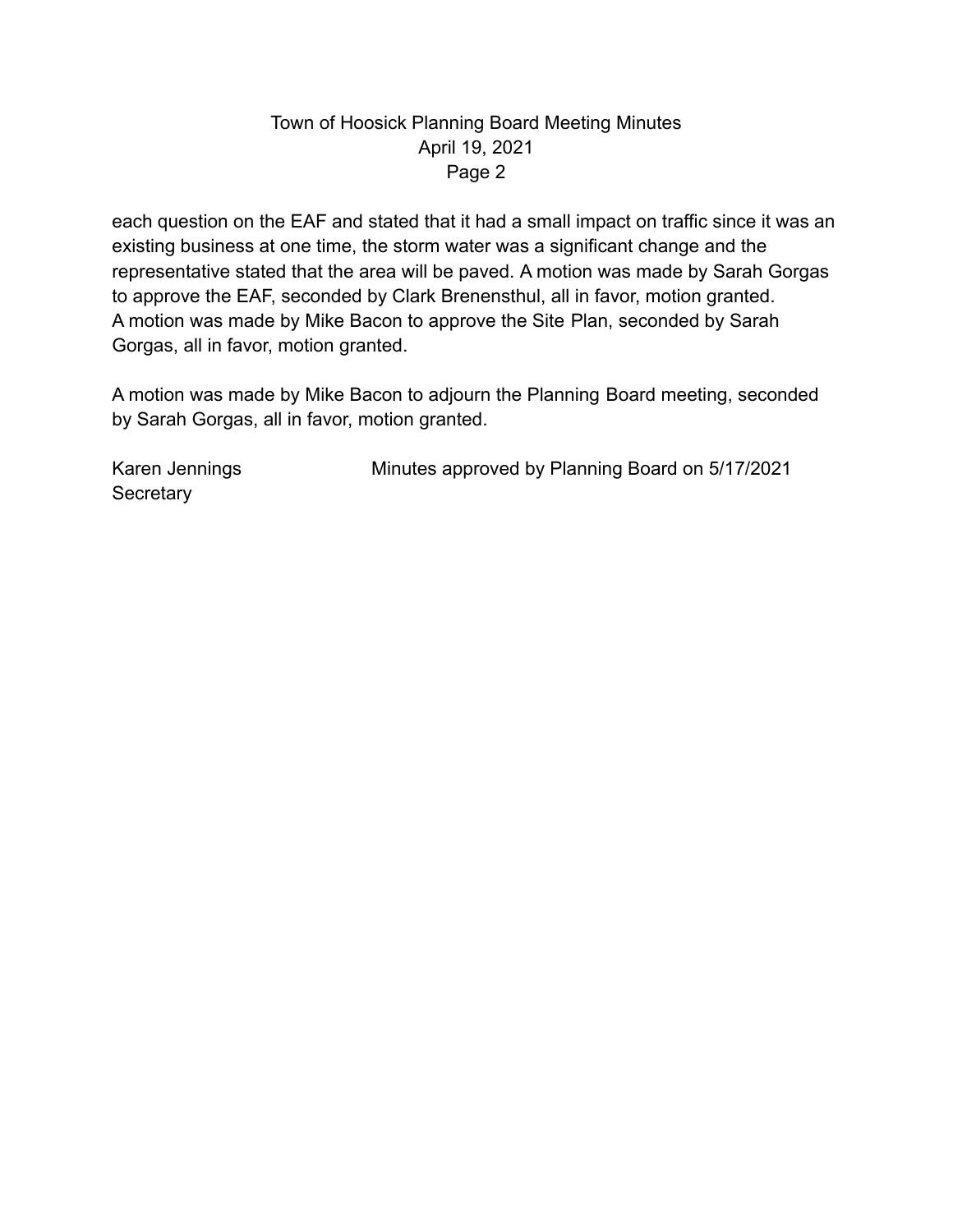each question on the EAF and stated that it had a small impact on traffic since it was an existing business at one time, the storm water was a significant change and the representative stated that the area will be paved. A motion was made by Sarah Gorgas to approve the EAF, seconded by Clark Brenensthul, all in favor, motion granted. A motion was made by Mike Bacon to approve the Site Plan, seconded by Sarah Gorgas, all in favor, motion granted.

A motion was made by Mike Bacon to adjourn the Planning Board meeting, seconded by Sarah Gorgas, all in favor, motion granted.

Karen Jennings
Secretary

Minutes approved by Planning Board on 5/17/2021